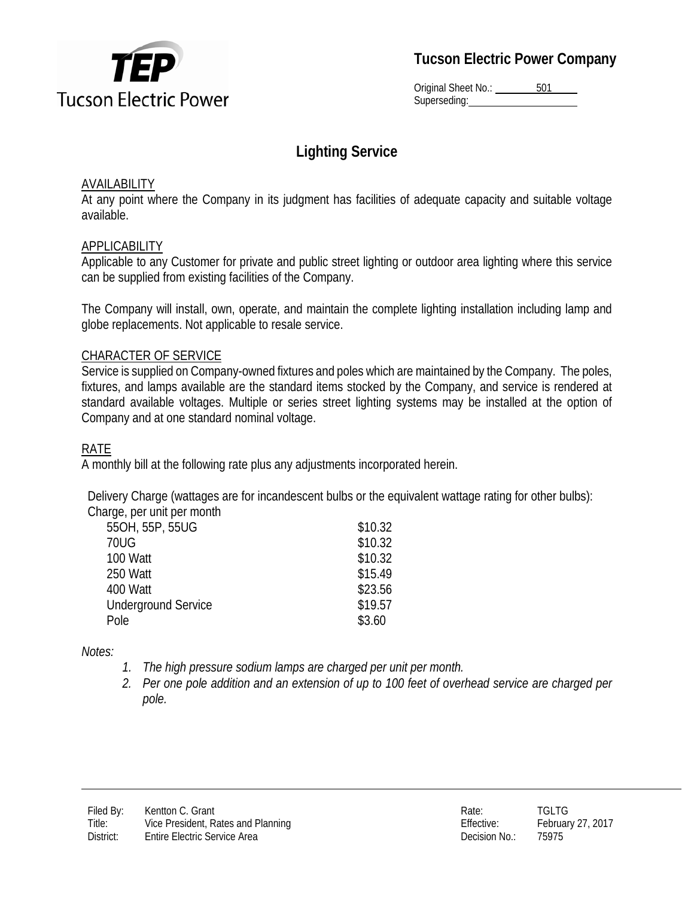# Tucson Electric Power Company

Original Sheet No.: 501
Superseding:

## Lighting Service

### AVAILABILITY

At any point where the Company in its judgment has facilities of adequate capacity and suitable voltage available.

### APPLICABILITY

Applicable to any Customer for private and public street lighting or outdoor area lighting where this service can be supplied from existing facilities of the Company.

The Company will install, own, operate, and maintain the complete lighting installation including lamp and globe replacements. Not applicable to resale service.

### CHARACTER OF SERVICE

Service is supplied on Company-owned fixtures and poles which are maintained by the Company. The poles, fixtures, and lamps available are the standard items stocked by the Company, and service is rendered at standard available voltages. Multiple or series street lighting systems may be installed at the option of Company and at one standard nominal voltage.

### RATE

A monthly bill at the following rate plus any adjustments incorporated herein.

Delivery Charge (wattages are for incandescent bulbs or the equivalent wattage rating for other bulbs):
Charge, per unit per month

| | |
|---|---|
| 55OH, 55P, 55UG | $10.32 |
| 70UG | $10.32 |
| 100 Watt | $10.32 |
| 250 Watt | $15.49 |
| 400 Watt | $23.56 |
| Underground Service | $19.57 |
| Pole | $3.60 |

*Notes:*

1. *The high pressure sodium lamps are charged per unit per month.*
2. *Per one pole addition and an extension of up to 100 feet of overhead service are charged per pole.*

| | | | |
|---|---|---|---|
| Filed By: | Kentton C. Grant | Rate: | TGLTG |
| Title: | Vice President, Rates and Planning | Effective: | February 27, 2017 |
| District: | Entire Electric Service Area | Decision No.: | 75975 |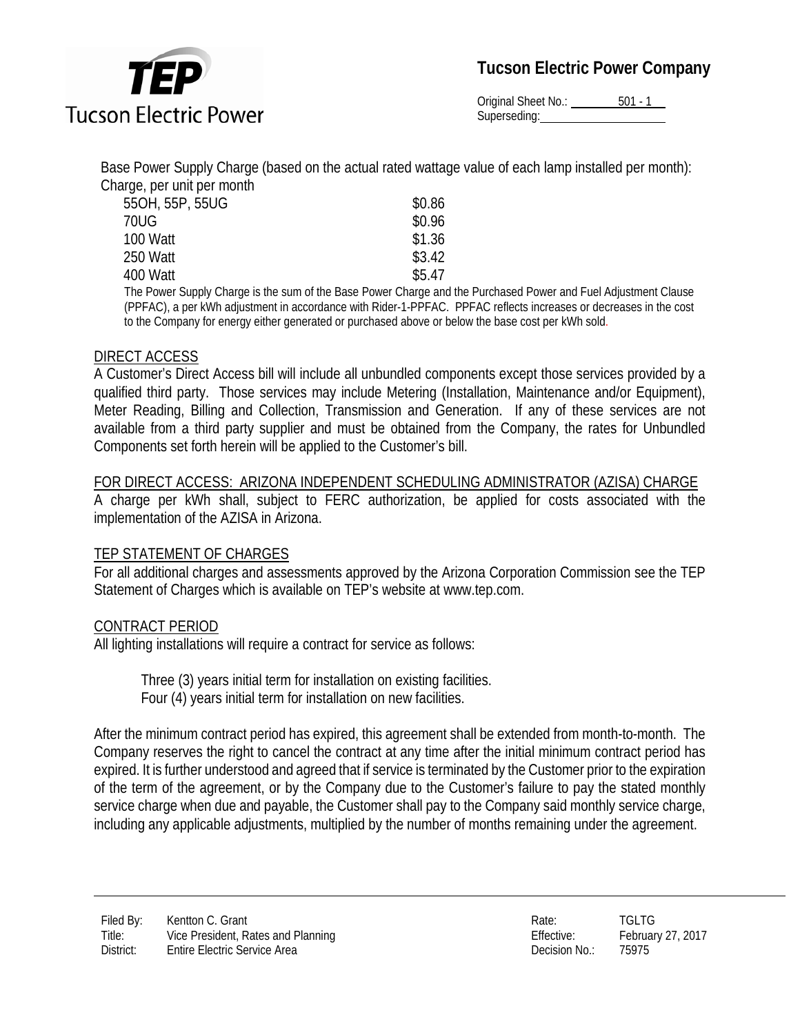Base Power Supply Charge (based on the actual rated wattage value of each lamp installed per month):
Charge, per unit per month

| | |
|---|---|
| 55OH, 55P, 55UG | $0.86 |
| 70UG | $0.96 |
| 100 Watt | $1.36 |
| 250 Watt | $3.42 |
| 400 Watt | $5.47 |

The Power Supply Charge is the sum of the Base Power Charge and the Purchased Power and Fuel Adjustment Clause (PPFAC), a per kWh adjustment in accordance with Rider-1-PPFAC. PPFAC reflects increases or decreases in the cost to the Company for energy either generated or purchased above or below the base cost per kWh sold.

## DIRECT ACCESS

A Customer's Direct Access bill will include all unbundled components except those services provided by a qualified third party. Those services may include Metering (Installation, Maintenance and/or Equipment), Meter Reading, Billing and Collection, Transmission and Generation. If any of these services are not available from a third party supplier and must be obtained from the Company, the rates for Unbundled Components set forth herein will be applied to the Customer's bill.

## FOR DIRECT ACCESS: ARIZONA INDEPENDENT SCHEDULING ADMINISTRATOR (AZISA) CHARGE

A charge per kWh shall, subject to FERC authorization, be applied for costs associated with the implementation of the AZISA in Arizona.

## TEP STATEMENT OF CHARGES

For all additional charges and assessments approved by the Arizona Corporation Commission see the TEP Statement of Charges which is available on TEP's website at www.tep.com.

## CONTRACT PERIOD

All lighting installations will require a contract for service as follows:

Three (3) years initial term for installation on existing facilities.
Four (4) years initial term for installation on new facilities.

After the minimum contract period has expired, this agreement shall be extended from month-to-month. The Company reserves the right to cancel the contract at any time after the initial minimum contract period has expired. It is further understood and agreed that if service is terminated by the Customer prior to the expiration of the term of the agreement, or by the Company due to the Customer's failure to pay the stated monthly service charge when due and payable, the Customer shall pay to the Company said monthly service charge, including any applicable adjustments, multiplied by the number of months remaining under the agreement.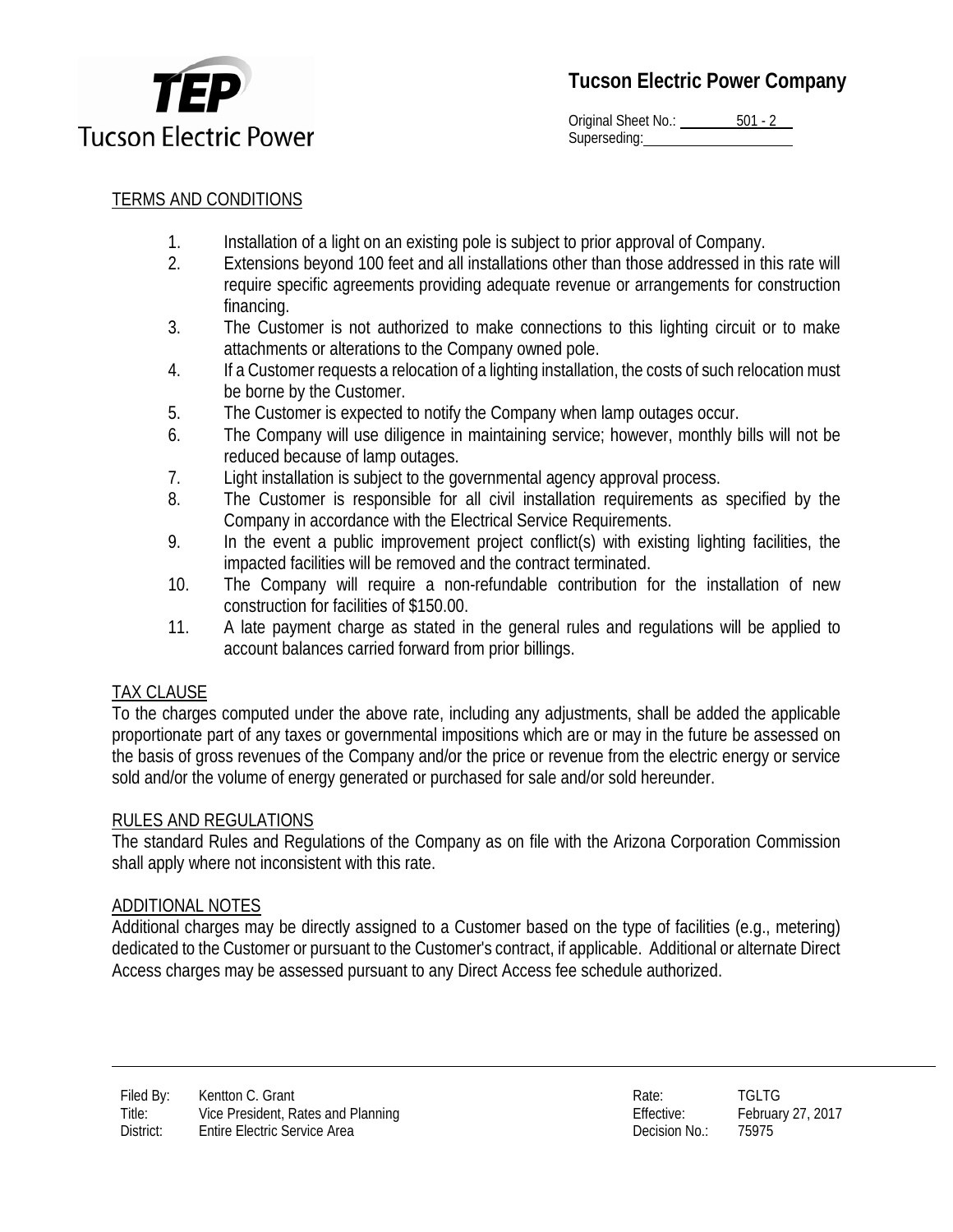## TERMS AND CONDITIONS

1. Installation of a light on an existing pole is subject to prior approval of Company.
2. Extensions beyond 100 feet and all installations other than those addressed in this rate will require specific agreements providing adequate revenue or arrangements for construction financing.
3. The Customer is not authorized to make connections to this lighting circuit or to make attachments or alterations to the Company owned pole.
4. If a Customer requests a relocation of a lighting installation, the costs of such relocation must be borne by the Customer.
5. The Customer is expected to notify the Company when lamp outages occur.
6. The Company will use diligence in maintaining service; however, monthly bills will not be reduced because of lamp outages.
7. Light installation is subject to the governmental agency approval process.
8. The Customer is responsible for all civil installation requirements as specified by the Company in accordance with the Electrical Service Requirements.
9. In the event a public improvement project conflict(s) with existing lighting facilities, the impacted facilities will be removed and the contract terminated.
10. The Company will require a non-refundable contribution for the installation of new construction for facilities of $150.00.
11. A late payment charge as stated in the general rules and regulations will be applied to account balances carried forward from prior billings.

## TAX CLAUSE

To the charges computed under the above rate, including any adjustments, shall be added the applicable proportionate part of any taxes or governmental impositions which are or may in the future be assessed on the basis of gross revenues of the Company and/or the price or revenue from the electric energy or service sold and/or the volume of energy generated or purchased for sale and/or sold hereunder.

## RULES AND REGULATIONS

The standard Rules and Regulations of the Company as on file with the Arizona Corporation Commission shall apply where not inconsistent with this rate.

## ADDITIONAL NOTES

Additional charges may be directly assigned to a Customer based on the type of facilities (e.g., metering) dedicated to the Customer or pursuant to the Customer's contract, if applicable. Additional or alternate Direct Access charges may be assessed pursuant to any Direct Access fee schedule authorized.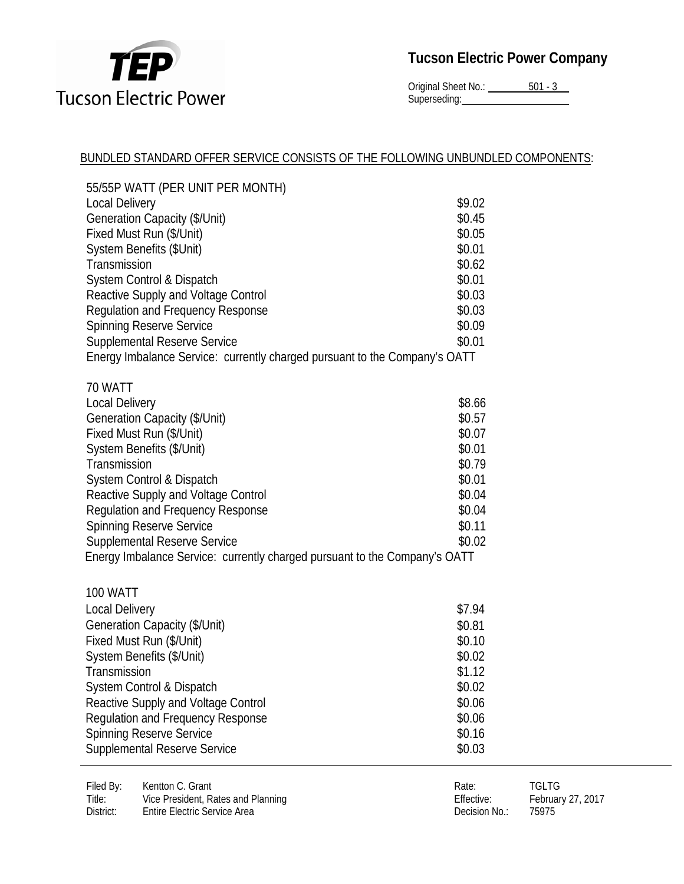BUNDLED STANDARD OFFER SERVICE CONSISTS OF THE FOLLOWING UNBUNDLED COMPONENTS:

| 55/55P WATT (PER UNIT PER MONTH) | |
|---|---|
| Local Delivery | $9.02 |
| Generation Capacity ($/Unit) | $0.45 |
| Fixed Must Run ($/Unit) | $0.05 |
| System Benefits ($Unit) | $0.01 |
| Transmission | $0.62 |
| System Control & Dispatch | $0.01 |
| Reactive Supply and Voltage Control | $0.03 |
| Regulation and Frequency Response | $0.03 |
| Spinning Reserve Service | $0.09 |
| Supplemental Reserve Service | $0.01 |

Energy Imbalance Service: currently charged pursuant to the Company's OATT

| 70 WATT | |
|---|---|
| Local Delivery | $8.66 |
| Generation Capacity ($/Unit) | $0.57 |
| Fixed Must Run ($/Unit) | $0.07 |
| System Benefits ($/Unit) | $0.01 |
| Transmission | $0.79 |
| System Control & Dispatch | $0.01 |
| Reactive Supply and Voltage Control | $0.04 |
| Regulation and Frequency Response | $0.04 |
| Spinning Reserve Service | $0.11 |
| Supplemental Reserve Service | $0.02 |

Energy Imbalance Service: currently charged pursuant to the Company's OATT

| 100 WATT | |
|---|---|
| Local Delivery | $7.94 |
| Generation Capacity ($/Unit) | $0.81 |
| Fixed Must Run ($/Unit) | $0.10 |
| System Benefits ($/Unit) | $0.02 |
| Transmission | $1.12 |
| System Control & Dispatch | $0.02 |
| Reactive Supply and Voltage Control | $0.06 |
| Regulation and Frequency Response | $0.06 |
| Spinning Reserve Service | $0.16 |
| Supplemental Reserve Service | $0.03 |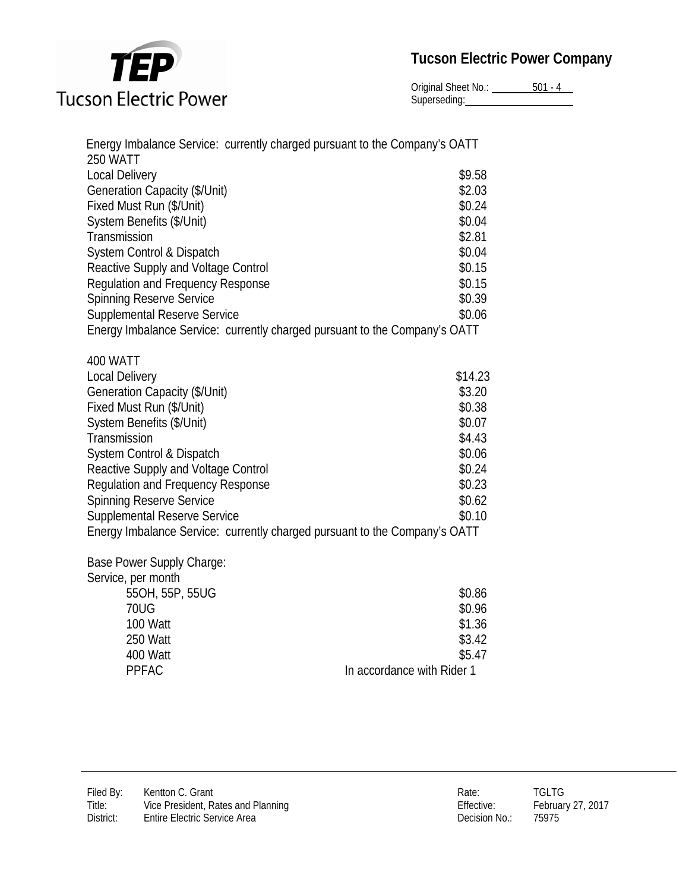Energy Imbalance Service: currently charged pursuant to the Company's OATT

| | |
|---|---|
| 250 WATT | |
| Local Delivery | $9.58 |
| Generation Capacity ($/Unit) | $2.03 |
| Fixed Must Run ($/Unit) | $0.24 |
| System Benefits ($/Unit) | $0.04 |
| Transmission | $2.81 |
| System Control & Dispatch | $0.04 |
| Reactive Supply and Voltage Control | $0.15 |
| Regulation and Frequency Response | $0.15 |
| Spinning Reserve Service | $0.39 |
| Supplemental Reserve Service | $0.06 |

Energy Imbalance Service: currently charged pursuant to the Company's OATT

| | |
|---|---|
| 400 WATT | |
| Local Delivery | $14.23 |
| Generation Capacity ($/Unit) | $3.20 |
| Fixed Must Run ($/Unit) | $0.38 |
| System Benefits ($/Unit) | $0.07 |
| Transmission | $4.43 |
| System Control & Dispatch | $0.06 |
| Reactive Supply and Voltage Control | $0.24 |
| Regulation and Frequency Response | $0.23 |
| Spinning Reserve Service | $0.62 |
| Supplemental Reserve Service | $0.10 |

Energy Imbalance Service: currently charged pursuant to the Company's OATT

Base Power Supply Charge:
Service, per month

| | |
|---|---|
| 55OH, 55P, 55UG | $0.86 |
| 70UG | $0.96 |
| 100 Watt | $1.36 |
| 250 Watt | $3.42 |
| 400 Watt | $5.47 |
| PPFAC | In accordance with Rider 1 |